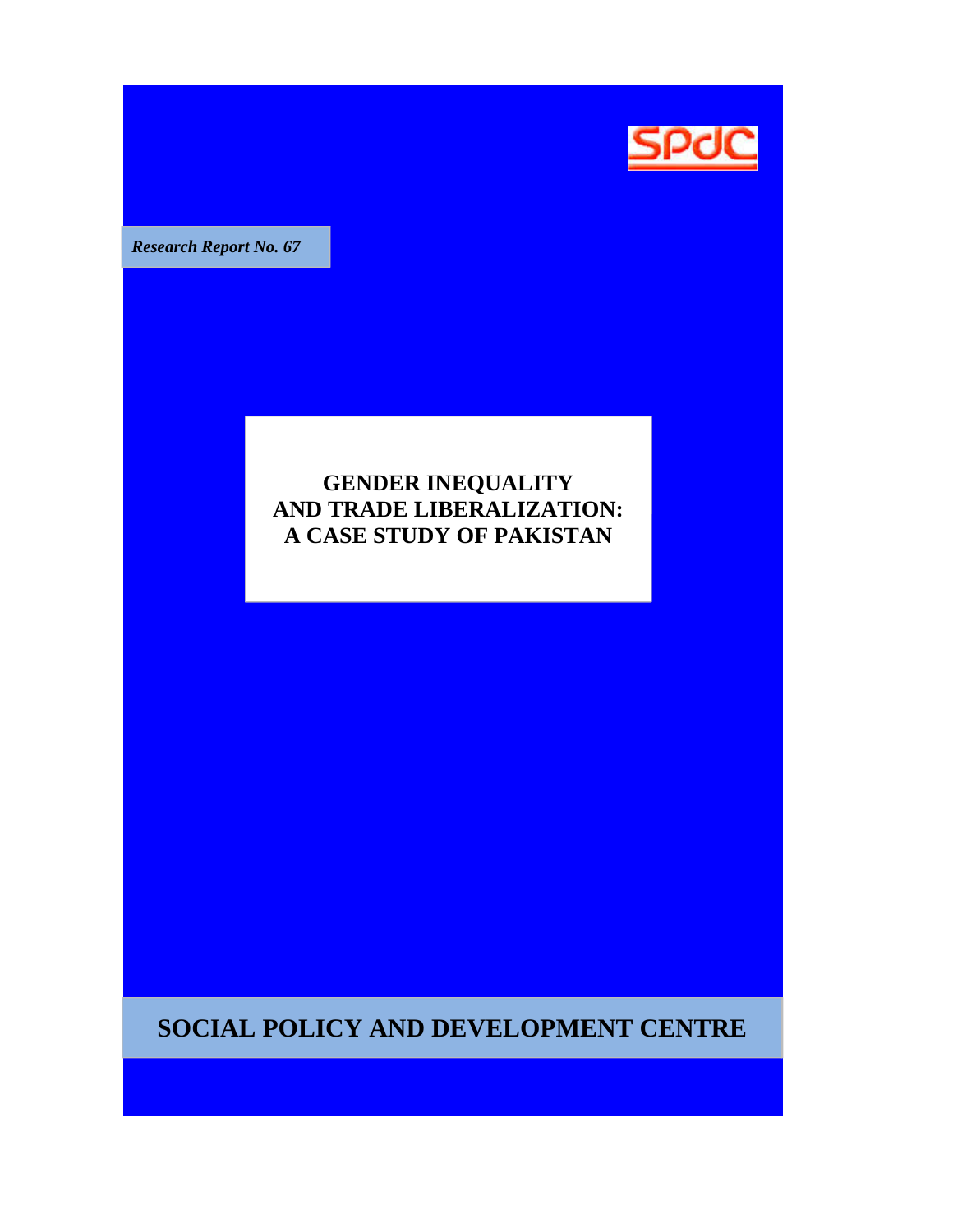SPdC

*Research Report No. 67*

# GENDER INEQUALITY AND TRADE LIBERALIZATION: A CASE STUDY OF PAKISTAN

**SOCIAL POLICY AND DEVELOPMENT CENTRE**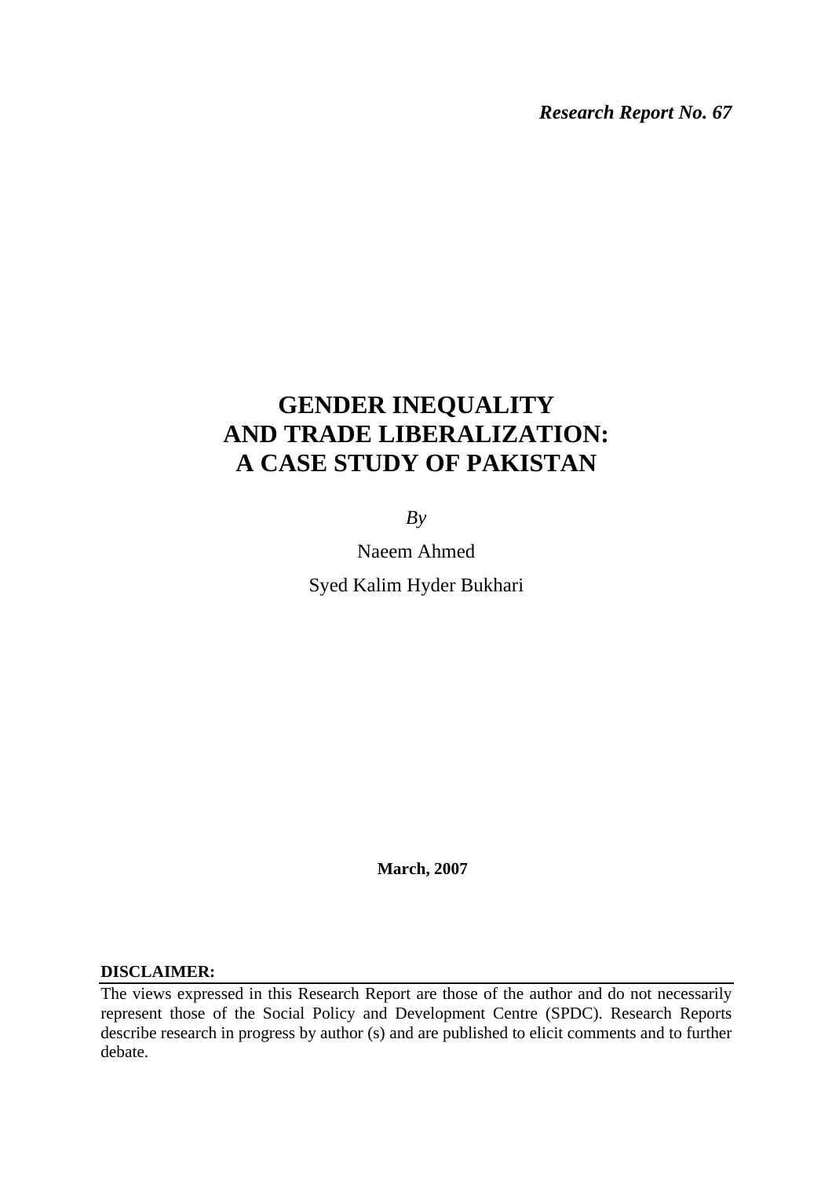*Research Report No. 67*

# GENDER INEQUALITY AND TRADE LIBERALIZATION: A CASE STUDY OF PAKISTAN

*By*

Naeem Ahmed

Syed Kalim Hyder Bukhari

**March, 2007**

**DISCLAIMER:**

The views expressed in this Research Report are those of the author and do not necessarily represent those of the Social Policy and Development Centre (SPDC). Research Reports describe research in progress by author (s) and are published to elicit comments and to further debate.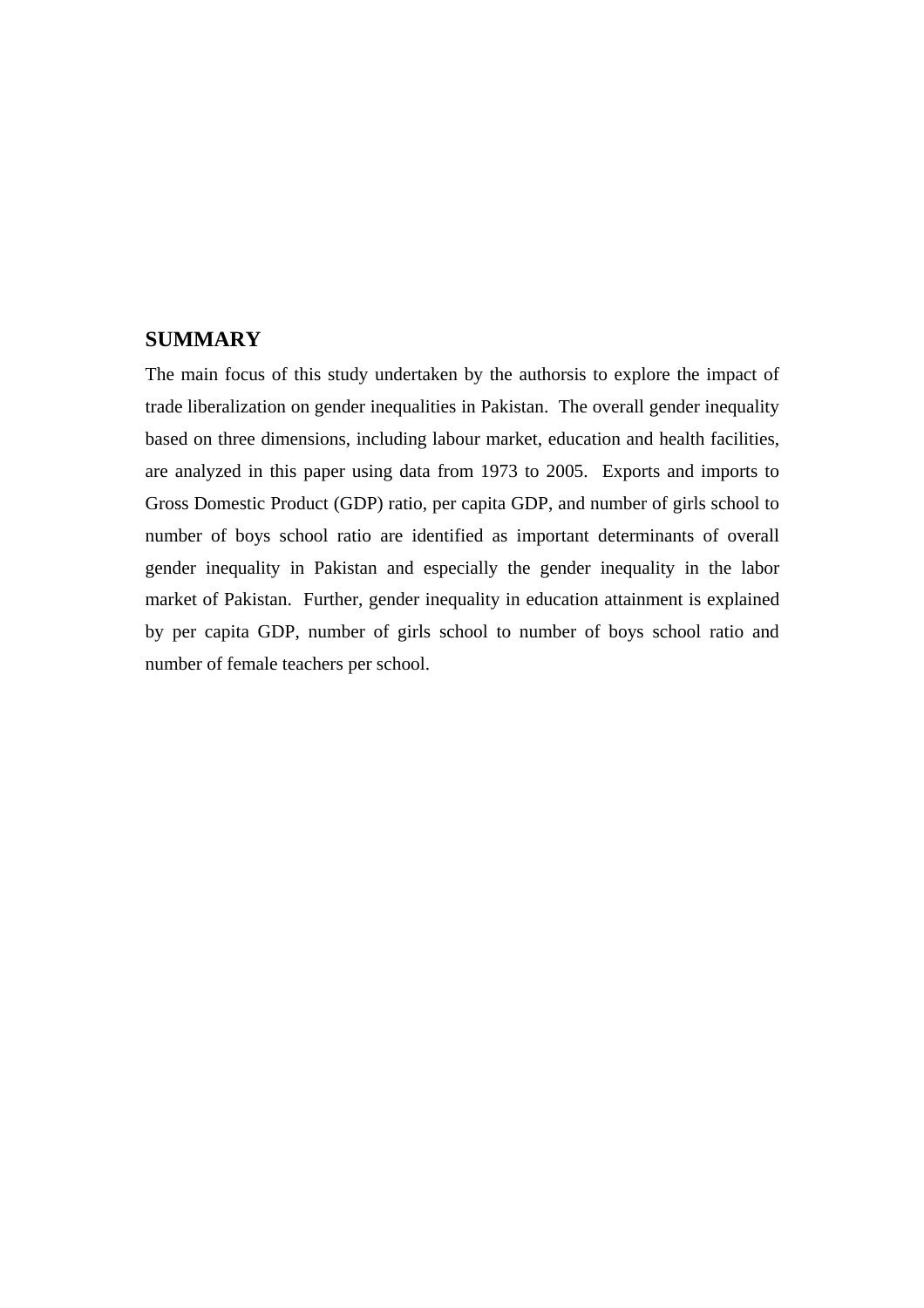## SUMMARY

The main focus of this study undertaken by the authorsis to explore the impact of trade liberalization on gender inequalities in Pakistan. The overall gender inequality based on three dimensions, including labour market, education and health facilities, are analyzed in this paper using data from 1973 to 2005. Exports and imports to Gross Domestic Product (GDP) ratio, per capita GDP, and number of girls school to number of boys school ratio are identified as important determinants of overall gender inequality in Pakistan and especially the gender inequality in the labor market of Pakistan. Further, gender inequality in education attainment is explained by per capita GDP, number of girls school to number of boys school ratio and number of female teachers per school.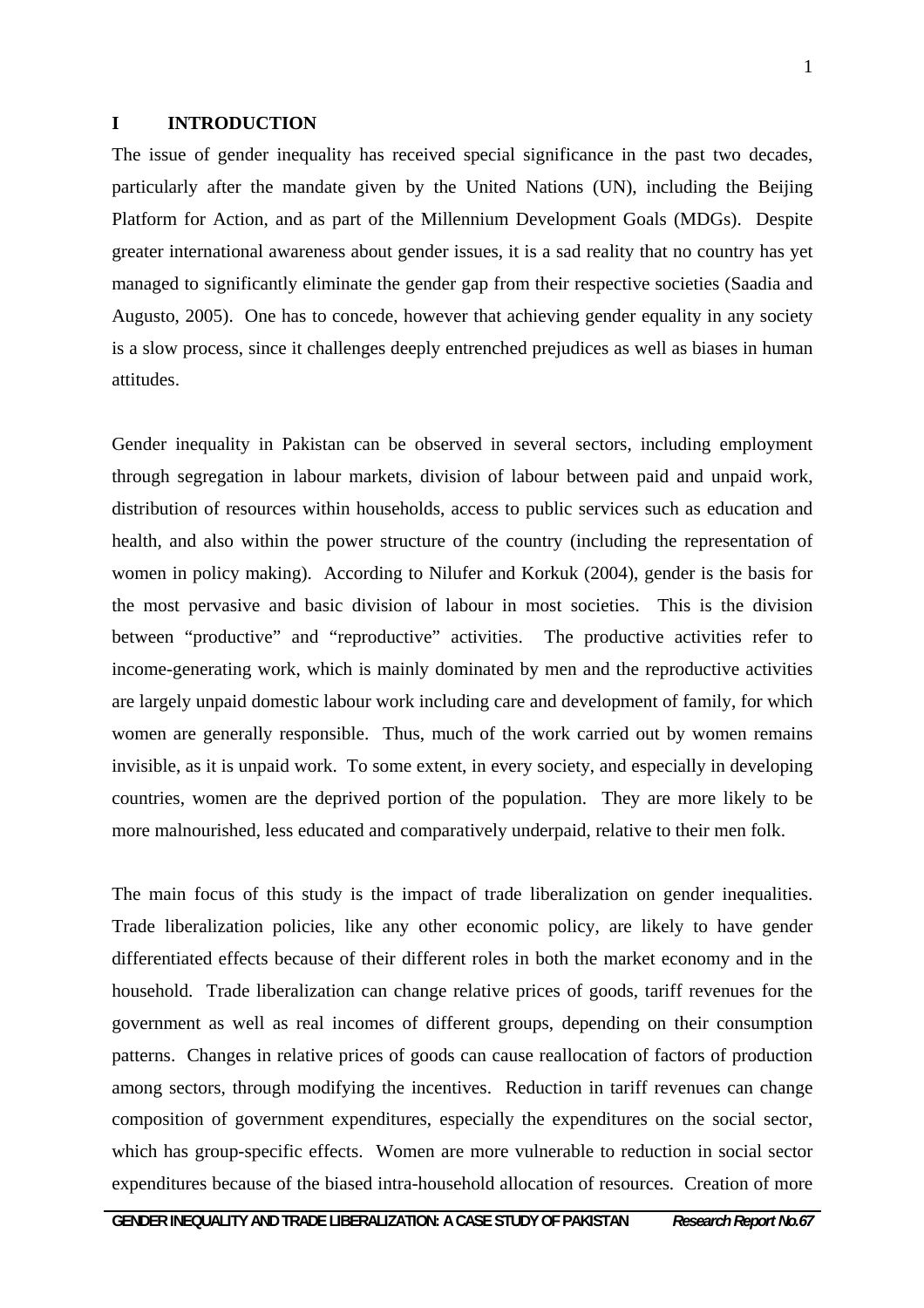# I INTRODUCTION

The issue of gender inequality has received special significance in the past two decades, particularly after the mandate given by the United Nations (UN), including the Beijing Platform for Action, and as part of the Millennium Development Goals (MDGs). Despite greater international awareness about gender issues, it is a sad reality that no country has yet managed to significantly eliminate the gender gap from their respective societies (Saadia and Augusto, 2005). One has to concede, however that achieving gender equality in any society is a slow process, since it challenges deeply entrenched prejudices as well as biases in human attitudes.

Gender inequality in Pakistan can be observed in several sectors, including employment through segregation in labour markets, division of labour between paid and unpaid work, distribution of resources within households, access to public services such as education and health, and also within the power structure of the country (including the representation of women in policy making). According to Nilufer and Korkuk (2004), gender is the basis for the most pervasive and basic division of labour in most societies. This is the division between "productive" and "reproductive" activities. The productive activities refer to income-generating work, which is mainly dominated by men and the reproductive activities are largely unpaid domestic labour work including care and development of family, for which women are generally responsible. Thus, much of the work carried out by women remains invisible, as it is unpaid work. To some extent, in every society, and especially in developing countries, women are the deprived portion of the population. They are more likely to be more malnourished, less educated and comparatively underpaid, relative to their men folk.

The main focus of this study is the impact of trade liberalization on gender inequalities. Trade liberalization policies, like any other economic policy, are likely to have gender differentiated effects because of their different roles in both the market economy and in the household. Trade liberalization can change relative prices of goods, tariff revenues for the government as well as real incomes of different groups, depending on their consumption patterns. Changes in relative prices of goods can cause reallocation of factors of production among sectors, through modifying the incentives. Reduction in tariff revenues can change composition of government expenditures, especially the expenditures on the social sector, which has group-specific effects. Women are more vulnerable to reduction in social sector expenditures because of the biased intra-household allocation of resources. Creation of more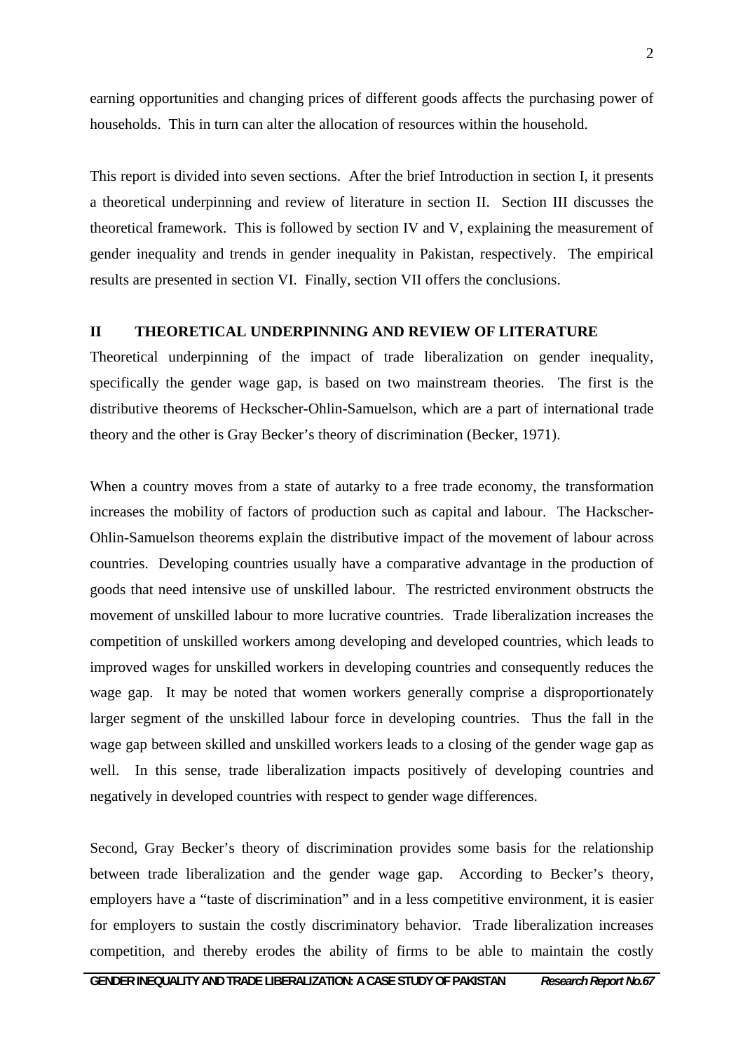earning opportunities and changing prices of different goods affects the purchasing power of households. This in turn can alter the allocation of resources within the household.

This report is divided into seven sections. After the brief Introduction in section I, it presents a theoretical underpinning and review of literature in section II. Section III discusses the theoretical framework. This is followed by section IV and V, explaining the measurement of gender inequality and trends in gender inequality in Pakistan, respectively. The empirical results are presented in section VI. Finally, section VII offers the conclusions.

## II THEORETICAL UNDERPINNING AND REVIEW OF LITERATURE

Theoretical underpinning of the impact of trade liberalization on gender inequality, specifically the gender wage gap, is based on two mainstream theories. The first is the distributive theorems of Heckscher-Ohlin-Samuelson, which are a part of international trade theory and the other is Gray Becker's theory of discrimination (Becker, 1971).

When a country moves from a state of autarky to a free trade economy, the transformation increases the mobility of factors of production such as capital and labour. The Hackscher-Ohlin-Samuelson theorems explain the distributive impact of the movement of labour across countries. Developing countries usually have a comparative advantage in the production of goods that need intensive use of unskilled labour. The restricted environment obstructs the movement of unskilled labour to more lucrative countries. Trade liberalization increases the competition of unskilled workers among developing and developed countries, which leads to improved wages for unskilled workers in developing countries and consequently reduces the wage gap. It may be noted that women workers generally comprise a disproportionately larger segment of the unskilled labour force in developing countries. Thus the fall in the wage gap between skilled and unskilled workers leads to a closing of the gender wage gap as well. In this sense, trade liberalization impacts positively of developing countries and negatively in developed countries with respect to gender wage differences.

Second, Gray Becker's theory of discrimination provides some basis for the relationship between trade liberalization and the gender wage gap. According to Becker's theory, employers have a "taste of discrimination" and in a less competitive environment, it is easier for employers to sustain the costly discriminatory behavior. Trade liberalization increases competition, and thereby erodes the ability of firms to be able to maintain the costly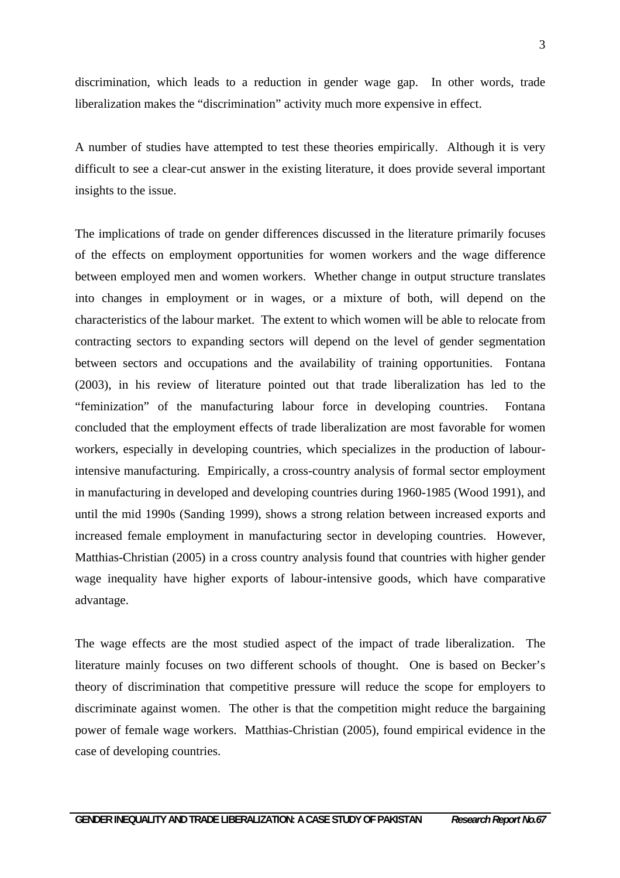discrimination, which leads to a reduction in gender wage gap. In other words, trade liberalization makes the "discrimination" activity much more expensive in effect.

A number of studies have attempted to test these theories empirically. Although it is very difficult to see a clear-cut answer in the existing literature, it does provide several important insights to the issue.

The implications of trade on gender differences discussed in the literature primarily focuses of the effects on employment opportunities for women workers and the wage difference between employed men and women workers. Whether change in output structure translates into changes in employment or in wages, or a mixture of both, will depend on the characteristics of the labour market. The extent to which women will be able to relocate from contracting sectors to expanding sectors will depend on the level of gender segmentation between sectors and occupations and the availability of training opportunities. Fontana (2003), in his review of literature pointed out that trade liberalization has led to the "feminization" of the manufacturing labour force in developing countries. Fontana concluded that the employment effects of trade liberalization are most favorable for women workers, especially in developing countries, which specializes in the production of labour-intensive manufacturing. Empirically, a cross-country analysis of formal sector employment in manufacturing in developed and developing countries during 1960-1985 (Wood 1991), and until the mid 1990s (Sanding 1999), shows a strong relation between increased exports and increased female employment in manufacturing sector in developing countries. However, Matthias-Christian (2005) in a cross country analysis found that countries with higher gender wage inequality have higher exports of labour-intensive goods, which have comparative advantage.

The wage effects are the most studied aspect of the impact of trade liberalization. The literature mainly focuses on two different schools of thought. One is based on Becker's theory of discrimination that competitive pressure will reduce the scope for employers to discriminate against women. The other is that the competition might reduce the bargaining power of female wage workers. Matthias-Christian (2005), found empirical evidence in the case of developing countries.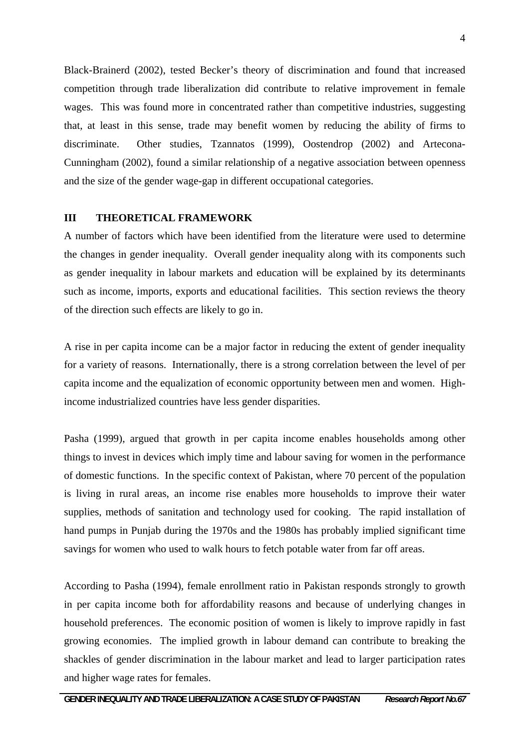Black-Brainerd (2002), tested Becker's theory of discrimination and found that increased competition through trade liberalization did contribute to relative improvement in female wages. This was found more in concentrated rather than competitive industries, suggesting that, at least in this sense, trade may benefit women by reducing the ability of firms to discriminate. Other studies, Tzannatos (1999), Oostendrop (2002) and Artecona-Cunningham (2002), found a similar relationship of a negative association between openness and the size of the gender wage-gap in different occupational categories.

## III THEORETICAL FRAMEWORK

A number of factors which have been identified from the literature were used to determine the changes in gender inequality. Overall gender inequality along with its components such as gender inequality in labour markets and education will be explained by its determinants such as income, imports, exports and educational facilities. This section reviews the theory of the direction such effects are likely to go in.

A rise in per capita income can be a major factor in reducing the extent of gender inequality for a variety of reasons. Internationally, there is a strong correlation between the level of per capita income and the equalization of economic opportunity between men and women. High-income industrialized countries have less gender disparities.

Pasha (1999), argued that growth in per capita income enables households among other things to invest in devices which imply time and labour saving for women in the performance of domestic functions. In the specific context of Pakistan, where 70 percent of the population is living in rural areas, an income rise enables more households to improve their water supplies, methods of sanitation and technology used for cooking. The rapid installation of hand pumps in Punjab during the 1970s and the 1980s has probably implied significant time savings for women who used to walk hours to fetch potable water from far off areas.

According to Pasha (1994), female enrollment ratio in Pakistan responds strongly to growth in per capita income both for affordability reasons and because of underlying changes in household preferences. The economic position of women is likely to improve rapidly in fast growing economies. The implied growth in labour demand can contribute to breaking the shackles of gender discrimination in the labour market and lead to larger participation rates and higher wage rates for females.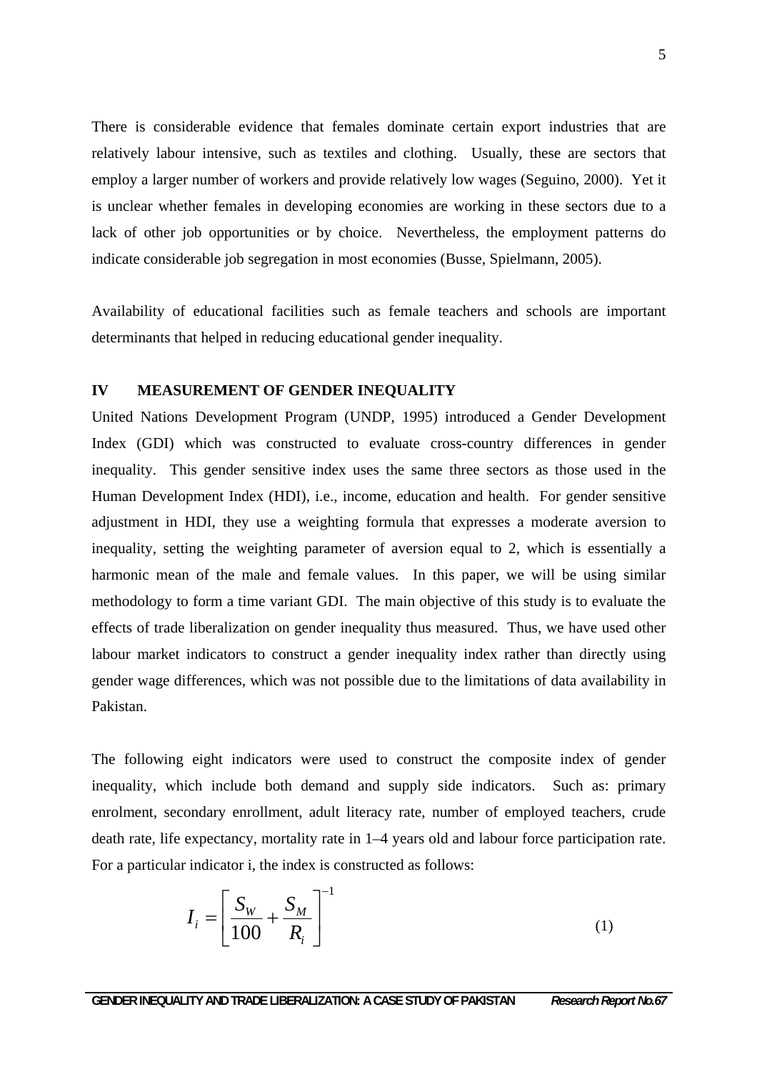There is considerable evidence that females dominate certain export industries that are relatively labour intensive, such as textiles and clothing. Usually, these are sectors that employ a larger number of workers and provide relatively low wages (Seguino, 2000). Yet it is unclear whether females in developing economies are working in these sectors due to a lack of other job opportunities or by choice. Nevertheless, the employment patterns do indicate considerable job segregation in most economies (Busse, Spielmann, 2005).

Availability of educational facilities such as female teachers and schools are important determinants that helped in reducing educational gender inequality.

## IV MEASUREMENT OF GENDER INEQUALITY

United Nations Development Program (UNDP, 1995) introduced a Gender Development Index (GDI) which was constructed to evaluate cross-country differences in gender inequality. This gender sensitive index uses the same three sectors as those used in the Human Development Index (HDI), i.e., income, education and health. For gender sensitive adjustment in HDI, they use a weighting formula that expresses a moderate aversion to inequality, setting the weighting parameter of aversion equal to 2, which is essentially a harmonic mean of the male and female values. In this paper, we will be using similar methodology to form a time variant GDI. The main objective of this study is to evaluate the effects of trade liberalization on gender inequality thus measured. Thus, we have used other labour market indicators to construct a gender inequality index rather than directly using gender wage differences, which was not possible due to the limitations of data availability in Pakistan.

The following eight indicators were used to construct the composite index of gender inequality, which include both demand and supply side indicators. Such as: primary enrolment, secondary enrollment, adult literacy rate, number of employed teachers, crude death rate, life expectancy, mortality rate in 1–4 years old and labour force participation rate. For a particular indicator i, the index is constructed as follows:

$$I_i = \left[ \frac{S_W}{100} + \frac{S_M}{R_i} \right]^{-1} \qquad (1)$$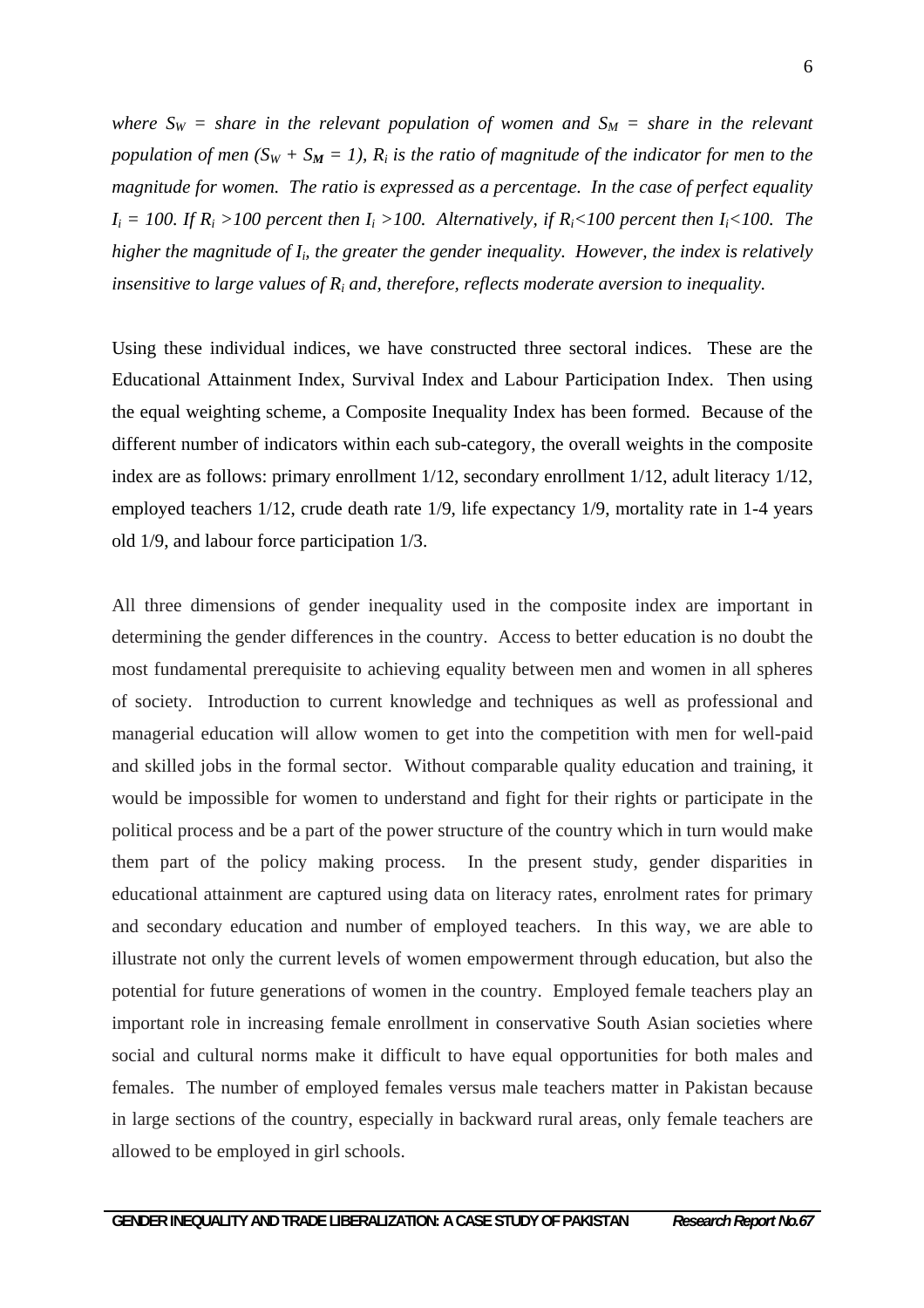*where $S_W$ = share in the relevant population of women and $S_M$ = share in the relevant population of men ($S_W + S_M = 1$), $R_i$ is the ratio of magnitude of the indicator for men to the magnitude for women. The ratio is expressed as a percentage. In the case of perfect equality $I_i = 100$. If $R_i > 100$ percent then $I_i > 100$. Alternatively, if $R_i < 100$ percent then $I_i < 100$. The higher the magnitude of $I_i$, the greater the gender inequality. However, the index is relatively insensitive to large values of $R_i$ and, therefore, reflects moderate aversion to inequality.*

Using these individual indices, we have constructed three sectoral indices. These are the Educational Attainment Index, Survival Index and Labour Participation Index. Then using the equal weighting scheme, a Composite Inequality Index has been formed. Because of the different number of indicators within each sub-category, the overall weights in the composite index are as follows: primary enrollment 1/12, secondary enrollment 1/12, adult literacy 1/12, employed teachers 1/12, crude death rate 1/9, life expectancy 1/9, mortality rate in 1-4 years old 1/9, and labour force participation 1/3.

All three dimensions of gender inequality used in the composite index are important in determining the gender differences in the country. Access to better education is no doubt the most fundamental prerequisite to achieving equality between men and women in all spheres of society. Introduction to current knowledge and techniques as well as professional and managerial education will allow women to get into the competition with men for well-paid and skilled jobs in the formal sector. Without comparable quality education and training, it would be impossible for women to understand and fight for their rights or participate in the political process and be a part of the power structure of the country which in turn would make them part of the policy making process. In the present study, gender disparities in educational attainment are captured using data on literacy rates, enrolment rates for primary and secondary education and number of employed teachers. In this way, we are able to illustrate not only the current levels of women empowerment through education, but also the potential for future generations of women in the country. Employed female teachers play an important role in increasing female enrollment in conservative South Asian societies where social and cultural norms make it difficult to have equal opportunities for both males and females. The number of employed females versus male teachers matter in Pakistan because in large sections of the country, especially in backward rural areas, only female teachers are allowed to be employed in girl schools.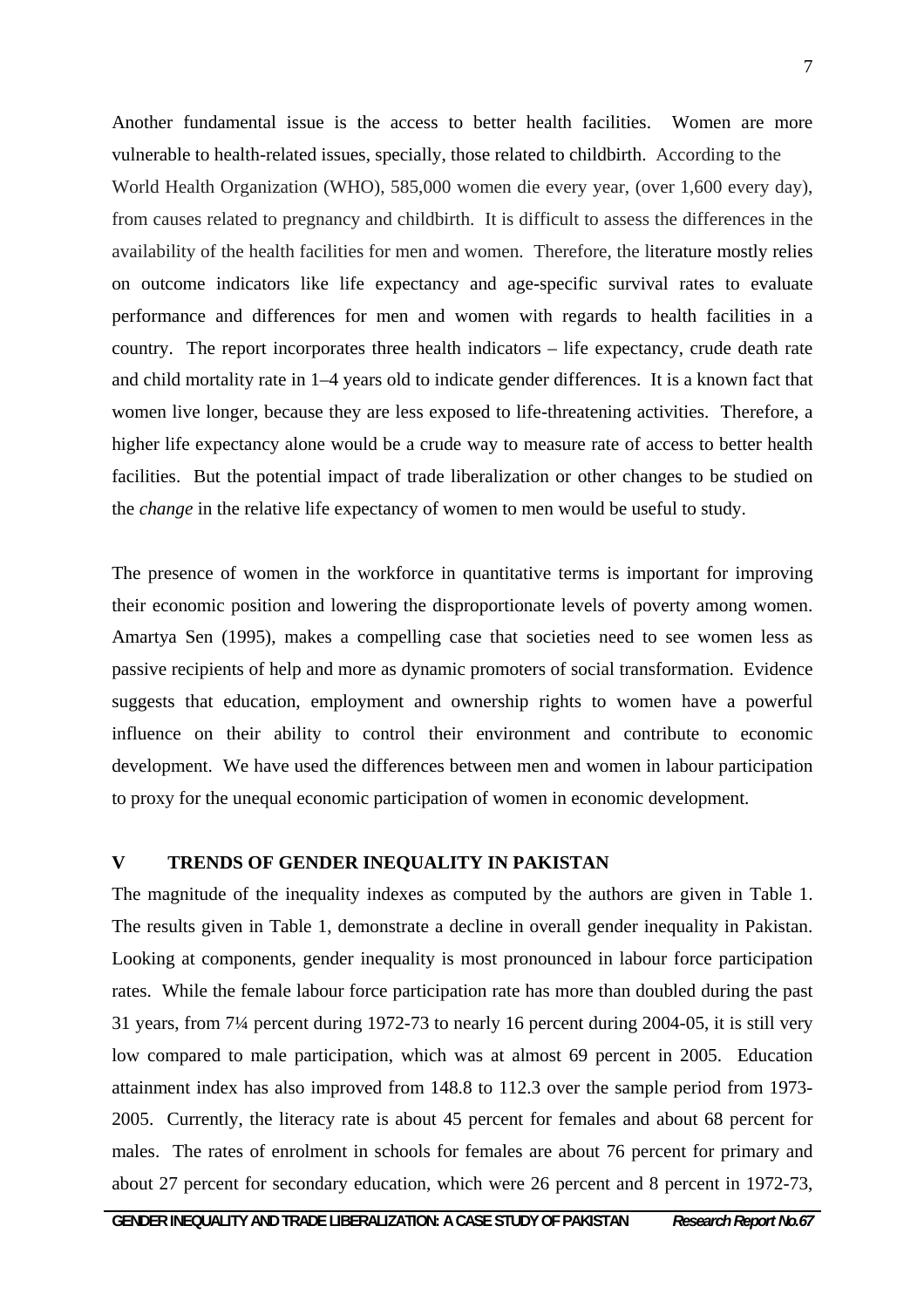Another fundamental issue is the access to better health facilities. Women are more vulnerable to health-related issues, specially, those related to childbirth. According to the World Health Organization (WHO), 585,000 women die every year, (over 1,600 every day), from causes related to pregnancy and childbirth. It is difficult to assess the differences in the availability of the health facilities for men and women. Therefore, the literature mostly relies on outcome indicators like life expectancy and age-specific survival rates to evaluate performance and differences for men and women with regards to health facilities in a country. The report incorporates three health indicators – life expectancy, crude death rate and child mortality rate in 1–4 years old to indicate gender differences. It is a known fact that women live longer, because they are less exposed to life-threatening activities. Therefore, a higher life expectancy alone would be a crude way to measure rate of access to better health facilities. But the potential impact of trade liberalization or other changes to be studied on the *change* in the relative life expectancy of women to men would be useful to study.

The presence of women in the workforce in quantitative terms is important for improving their economic position and lowering the disproportionate levels of poverty among women. Amartya Sen (1995), makes a compelling case that societies need to see women less as passive recipients of help and more as dynamic promoters of social transformation. Evidence suggests that education, employment and ownership rights to women have a powerful influence on their ability to control their environment and contribute to economic development. We have used the differences between men and women in labour participation to proxy for the unequal economic participation of women in economic development.

## V TRENDS OF GENDER INEQUALITY IN PAKISTAN

The magnitude of the inequality indexes as computed by the authors are given in Table 1. The results given in Table 1, demonstrate a decline in overall gender inequality in Pakistan. Looking at components, gender inequality is most pronounced in labour force participation rates. While the female labour force participation rate has more than doubled during the past 31 years, from 7¼ percent during 1972-73 to nearly 16 percent during 2004-05, it is still very low compared to male participation, which was at almost 69 percent in 2005. Education attainment index has also improved from 148.8 to 112.3 over the sample period from 1973-2005. Currently, the literacy rate is about 45 percent for females and about 68 percent for males. The rates of enrolment in schools for females are about 76 percent for primary and about 27 percent for secondary education, which were 26 percent and 8 percent in 1972-73,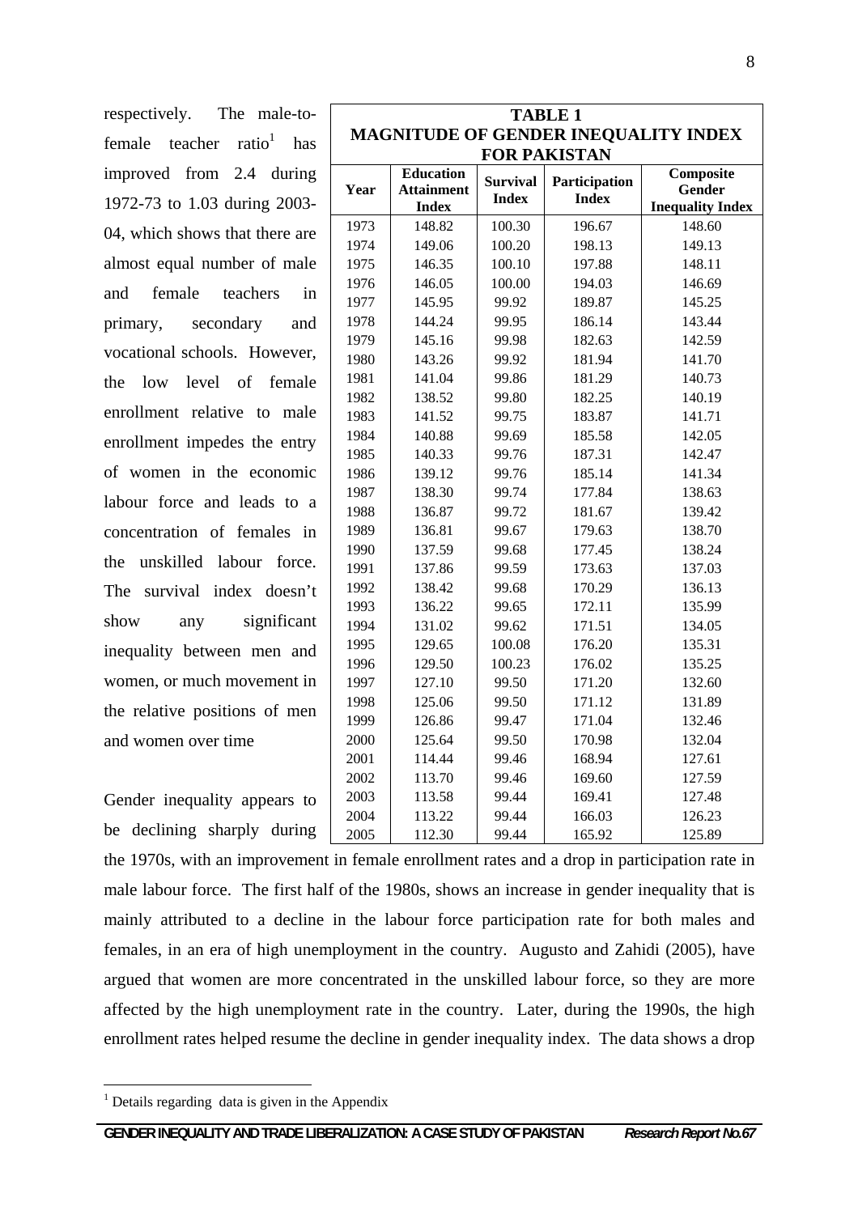respectively. The male-to-female teacher ratio[1] has improved from 2.4 during 1972-73 to 1.03 during 2003-04, which shows that there are almost equal number of male and female teachers in primary, secondary and vocational schools. However, the low level of female enrollment relative to male enrollment impedes the entry of women in the economic labour force and leads to a concentration of females in the unskilled labour force. The survival index doesn't show any significant inequality between men and women, or much movement in the relative positions of men and women over time

**TABLE 1**
**MAGNITUDE OF GENDER INEQUALITY INDEX FOR PAKISTAN**

| Year | Education Attainment Index | Survival Index | Participation Index | Composite Gender Inequality Index |
|---|---|---|---|---|
| 1973 | 148.82 | 100.30 | 196.67 | 148.60 |
| 1974 | 149.06 | 100.20 | 198.13 | 149.13 |
| 1975 | 146.35 | 100.10 | 197.88 | 148.11 |
| 1976 | 146.05 | 100.00 | 194.03 | 146.69 |
| 1977 | 145.95 | 99.92 | 189.87 | 145.25 |
| 1978 | 144.24 | 99.95 | 186.14 | 143.44 |
| 1979 | 145.16 | 99.98 | 182.63 | 142.59 |
| 1980 | 143.26 | 99.92 | 181.94 | 141.70 |
| 1981 | 141.04 | 99.86 | 181.29 | 140.73 |
| 1982 | 138.52 | 99.80 | 182.25 | 140.19 |
| 1983 | 141.52 | 99.75 | 183.87 | 141.71 |
| 1984 | 140.88 | 99.69 | 185.58 | 142.05 |
| 1985 | 140.33 | 99.76 | 187.31 | 142.47 |
| 1986 | 139.12 | 99.76 | 185.14 | 141.34 |
| 1987 | 138.30 | 99.74 | 177.84 | 138.63 |
| 1988 | 136.87 | 99.72 | 181.67 | 139.42 |
| 1989 | 136.81 | 99.67 | 179.63 | 138.70 |
| 1990 | 137.59 | 99.68 | 177.45 | 138.24 |
| 1991 | 137.86 | 99.59 | 173.63 | 137.03 |
| 1992 | 138.42 | 99.68 | 170.29 | 136.13 |
| 1993 | 136.22 | 99.65 | 172.11 | 135.99 |
| 1994 | 131.02 | 99.62 | 171.51 | 134.05 |
| 1995 | 129.65 | 100.08 | 176.20 | 135.31 |
| 1996 | 129.50 | 100.23 | 176.02 | 135.25 |
| 1997 | 127.10 | 99.50 | 171.20 | 132.60 |
| 1998 | 125.06 | 99.50 | 171.12 | 131.89 |
| 1999 | 126.86 | 99.47 | 171.04 | 132.46 |
| 2000 | 125.64 | 99.50 | 170.98 | 132.04 |
| 2001 | 114.44 | 99.46 | 168.94 | 127.61 |
| 2002 | 113.70 | 99.46 | 169.60 | 127.59 |
| 2003 | 113.58 | 99.44 | 169.41 | 127.48 |
| 2004 | 113.22 | 99.44 | 166.03 | 126.23 |
| 2005 | 112.30 | 99.44 | 165.92 | 125.89 |

Gender inequality appears to be declining sharply during the 1970s, with an improvement in female enrollment rates and a drop in participation rate in male labour force. The first half of the 1980s, shows an increase in gender inequality that is mainly attributed to a decline in the labour force participation rate for both males and females, in an era of high unemployment in the country. Augusto and Zahidi (2005), have argued that women are more concentrated in the unskilled labour force, so they are more affected by the high unemployment rate in the country. Later, during the 1990s, the high enrollment rates helped resume the decline in gender inequality index. The data shows a drop

[1] Details regarding data is given in the Appendix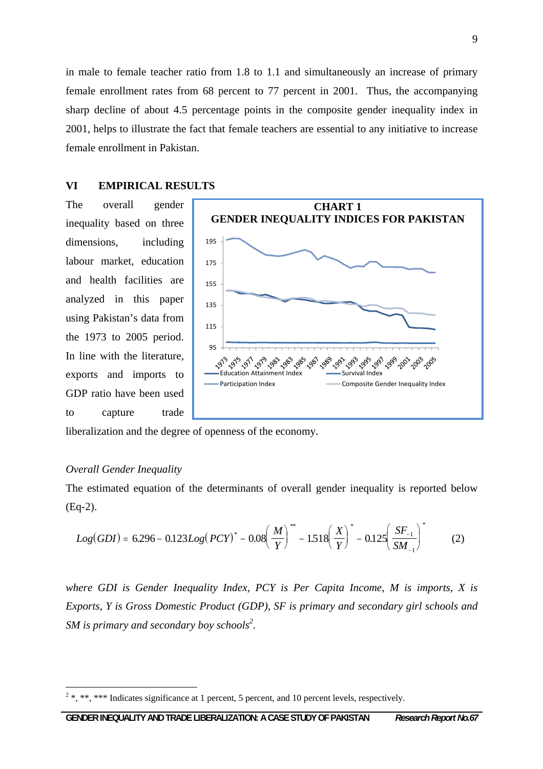in male to female teacher ratio from 1.8 to 1.1 and simultaneously an increase of primary female enrollment rates from 68 percent to 77 percent in 2001. Thus, the accompanying sharp decline of about 4.5 percentage points in the composite gender inequality index in 2001, helps to illustrate the fact that female teachers are essential to any initiative to increase female enrollment in Pakistan.

## VI EMPIRICAL RESULTS

The overall gender inequality based on three dimensions, including labour market, education and health facilities are analyzed in this paper using Pakistan's data from the 1973 to 2005 period. In line with the literature, exports and imports to GDP ratio have been used to capture trade liberalization and the degree of openness of the economy.

**CHART 1**
**GENDER INEQUALITY INDICES FOR PAKISTAN**

### Overall Gender Inequality

The estimated equation of the determinants of overall gender inequality is reported below (Eq-2).

$$Log(GDI) = 6.296 - 0.123 Log(PCY)^{*} - 0.08\left(\frac{M}{Y}\right)^{**} - 1.518\left(\frac{X}{Y}\right)^{*} - 0.125\left(\frac{SF_{-1}}{SM_{-1}}\right)^{*} \qquad (2)$$

*where GDI is Gender Inequality Index, PCY is Per Capita Income, M is imports, X is Exports, Y is Gross Domestic Product (GDP), SF is primary and secondary girl schools and SM is primary and secondary boy schools*[2].

[2] *, **, *** Indicates significance at 1 percent, 5 percent, and 10 percent levels, respectively.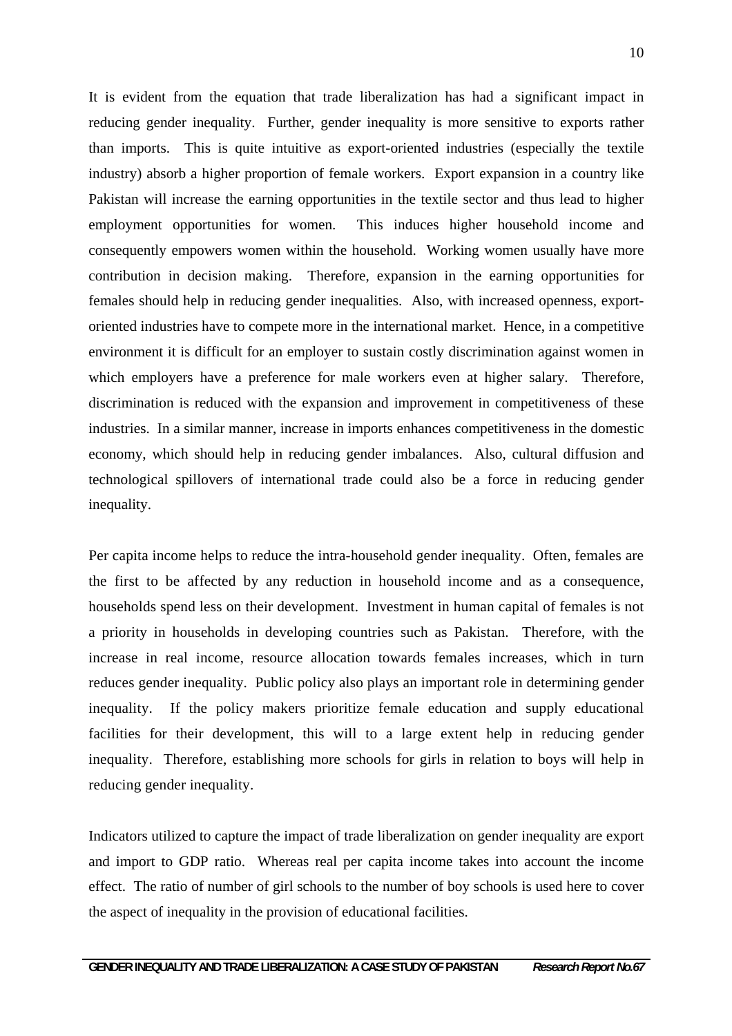It is evident from the equation that trade liberalization has had a significant impact in reducing gender inequality. Further, gender inequality is more sensitive to exports rather than imports. This is quite intuitive as export-oriented industries (especially the textile industry) absorb a higher proportion of female workers. Export expansion in a country like Pakistan will increase the earning opportunities in the textile sector and thus lead to higher employment opportunities for women. This induces higher household income and consequently empowers women within the household. Working women usually have more contribution in decision making. Therefore, expansion in the earning opportunities for females should help in reducing gender inequalities. Also, with increased openness, export-oriented industries have to compete more in the international market. Hence, in a competitive environment it is difficult for an employer to sustain costly discrimination against women in which employers have a preference for male workers even at higher salary. Therefore, discrimination is reduced with the expansion and improvement in competitiveness of these industries. In a similar manner, increase in imports enhances competitiveness in the domestic economy, which should help in reducing gender imbalances. Also, cultural diffusion and technological spillovers of international trade could also be a force in reducing gender inequality.

Per capita income helps to reduce the intra-household gender inequality. Often, females are the first to be affected by any reduction in household income and as a consequence, households spend less on their development. Investment in human capital of females is not a priority in households in developing countries such as Pakistan. Therefore, with the increase in real income, resource allocation towards females increases, which in turn reduces gender inequality. Public policy also plays an important role in determining gender inequality. If the policy makers prioritize female education and supply educational facilities for their development, this will to a large extent help in reducing gender inequality. Therefore, establishing more schools for girls in relation to boys will help in reducing gender inequality.

Indicators utilized to capture the impact of trade liberalization on gender inequality are export and import to GDP ratio. Whereas real per capita income takes into account the income effect. The ratio of number of girl schools to the number of boy schools is used here to cover the aspect of inequality in the provision of educational facilities.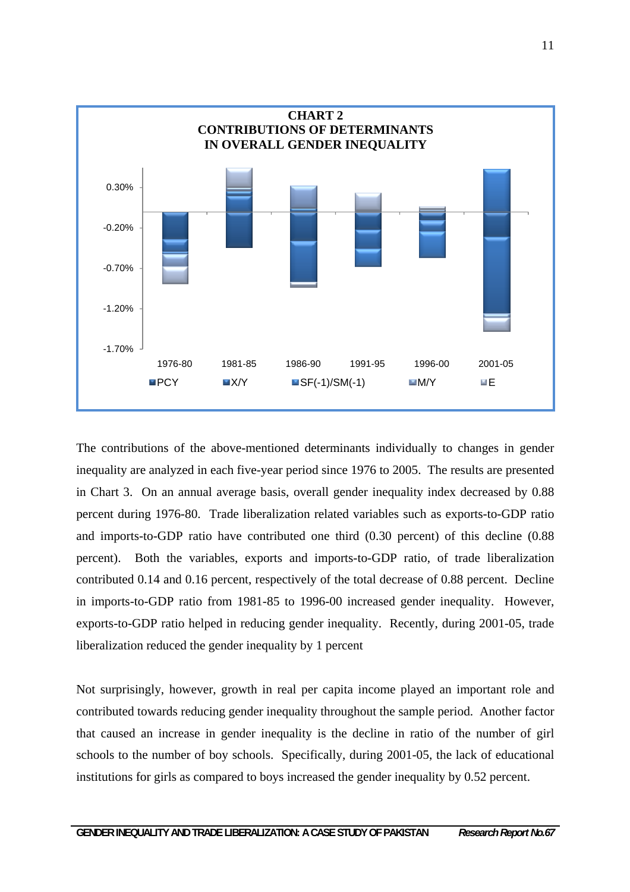**CHART 2**
**CONTRIBUTIONS OF DETERMINANTS IN OVERALL GENDER INEQUALITY**

The contributions of the above-mentioned determinants individually to changes in gender inequality are analyzed in each five-year period since 1976 to 2005. The results are presented in Chart 3. On an annual average basis, overall gender inequality index decreased by 0.88 percent during 1976-80. Trade liberalization related variables such as exports-to-GDP ratio and imports-to-GDP ratio have contributed one third (0.30 percent) of this decline (0.88 percent). Both the variables, exports and imports-to-GDP ratio, of trade liberalization contributed 0.14 and 0.16 percent, respectively of the total decrease of 0.88 percent. Decline in imports-to-GDP ratio from 1981-85 to 1996-00 increased gender inequality. However, exports-to-GDP ratio helped in reducing gender inequality. Recently, during 2001-05, trade liberalization reduced the gender inequality by 1 percent

Not surprisingly, however, growth in real per capita income played an important role and contributed towards reducing gender inequality throughout the sample period. Another factor that caused an increase in gender inequality is the decline in ratio of the number of girl schools to the number of boy schools. Specifically, during 2001-05, the lack of educational institutions for girls as compared to boys increased the gender inequality by 0.52 percent.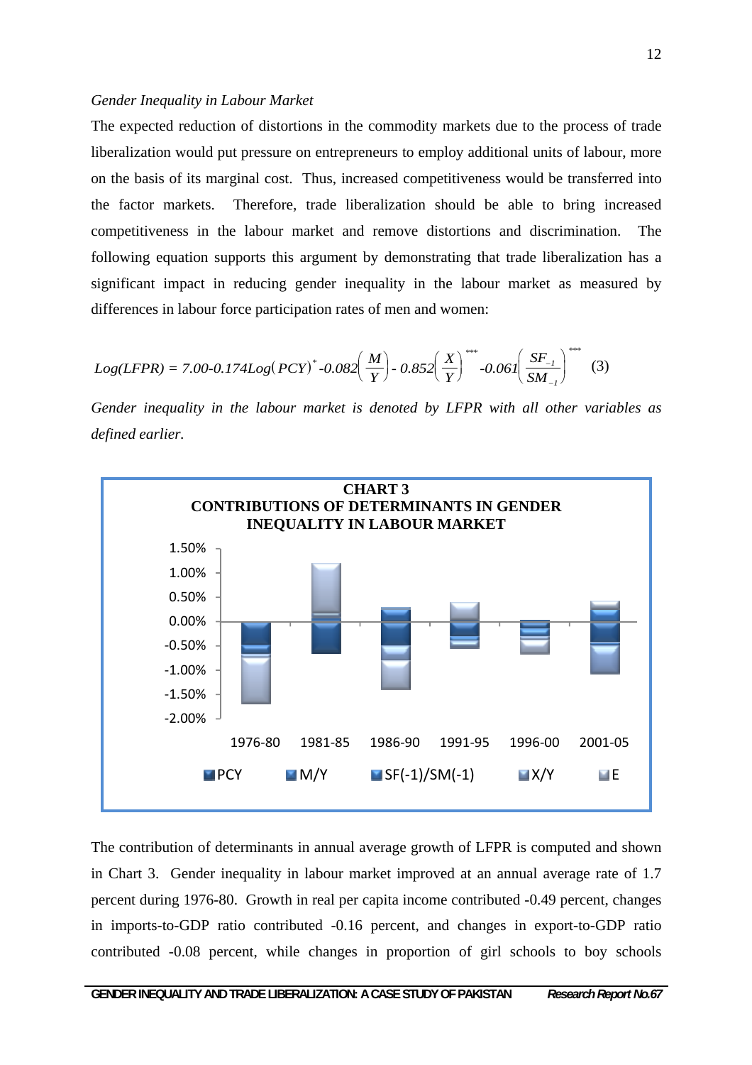*Gender Inequality in Labour Market*

The expected reduction of distortions in the commodity markets due to the process of trade liberalization would put pressure on entrepreneurs to employ additional units of labour, more on the basis of its marginal cost. Thus, increased competitiveness would be transferred into the factor markets. Therefore, trade liberalization should be able to bring increased competitiveness in the labour market and remove distortions and discrimination. The following equation supports this argument by demonstrating that trade liberalization has a significant impact in reducing gender inequality in the labour market as measured by differences in labour force participation rates of men and women:

$$Log(LFPR) = 7.00 - 0.174 Log(PCY)^{*} - 0.082\left(\frac{M}{Y}\right) - 0.852\left(\frac{X}{Y}\right)^{***} - 0.061\left(\frac{SF_{-1}}{SM_{-1}}\right)^{***} \quad (3)$$

*Gender inequality in the labour market is denoted by LFPR with all other variables as defined earlier.*

**CHART 3**
**CONTRIBUTIONS OF DETERMINANTS IN GENDER INEQUALITY IN LABOUR MARKET**

The contribution of determinants in annual average growth of LFPR is computed and shown in Chart 3. Gender inequality in labour market improved at an annual average rate of 1.7 percent during 1976-80. Growth in real per capita income contributed -0.49 percent, changes in imports-to-GDP ratio contributed -0.16 percent, and changes in export-to-GDP ratio contributed -0.08 percent, while changes in proportion of girl schools to boy schools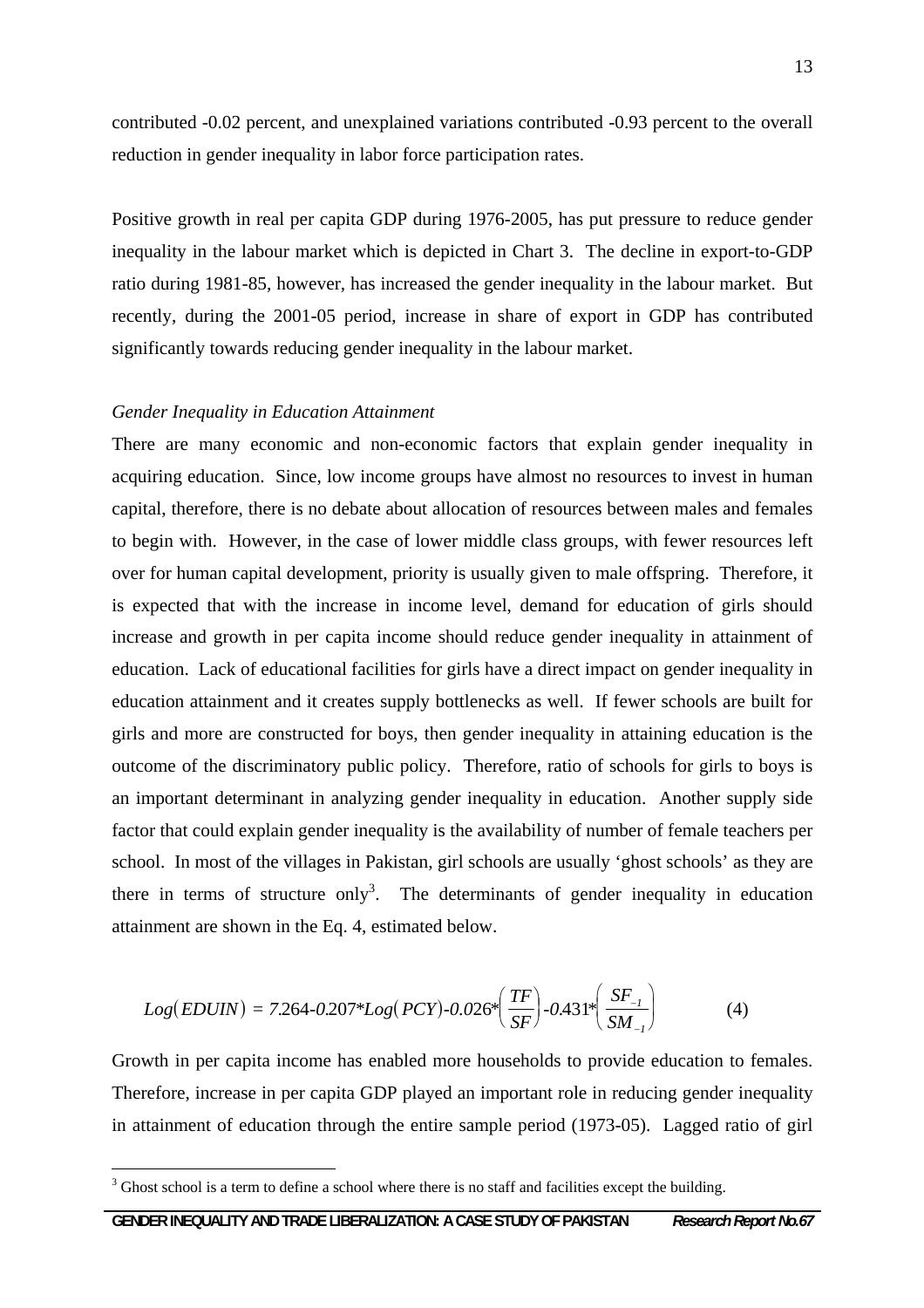contributed -0.02 percent, and unexplained variations contributed -0.93 percent to the overall reduction in gender inequality in labor force participation rates.

Positive growth in real per capita GDP during 1976-2005, has put pressure to reduce gender inequality in the labour market which is depicted in Chart 3. The decline in export-to-GDP ratio during 1981-85, however, has increased the gender inequality in the labour market. But recently, during the 2001-05 period, increase in share of export in GDP has contributed significantly towards reducing gender inequality in the labour market.

*Gender Inequality in Education Attainment*

There are many economic and non-economic factors that explain gender inequality in acquiring education. Since, low income groups have almost no resources to invest in human capital, therefore, there is no debate about allocation of resources between males and females to begin with. However, in the case of lower middle class groups, with fewer resources left over for human capital development, priority is usually given to male offspring. Therefore, it is expected that with the increase in income level, demand for education of girls should increase and growth in per capita income should reduce gender inequality in attainment of education. Lack of educational facilities for girls have a direct impact on gender inequality in education attainment and it creates supply bottlenecks as well. If fewer schools are built for girls and more are constructed for boys, then gender inequality in attaining education is the outcome of the discriminatory public policy. Therefore, ratio of schools for girls to boys is an important determinant in analyzing gender inequality in education. Another supply side factor that could explain gender inequality is the availability of number of female teachers per school. In most of the villages in Pakistan, girl schools are usually 'ghost schools' as they are there in terms of structure only[3]. The determinants of gender inequality in education attainment are shown in the Eq. 4, estimated below.

$$Log(EDUIN) = 7.264 - 0.207*Log(PCY) - 0.026*\left(\frac{TF}{SF}\right) - 0.431*\left(\frac{SF_{-1}}{SM_{-1}}\right) \qquad (4)$$

Growth in per capita income has enabled more households to provide education to females. Therefore, increase in per capita GDP played an important role in reducing gender inequality in attainment of education through the entire sample period (1973-05). Lagged ratio of girl

[3] Ghost school is a term to define a school where there is no staff and facilities except the building.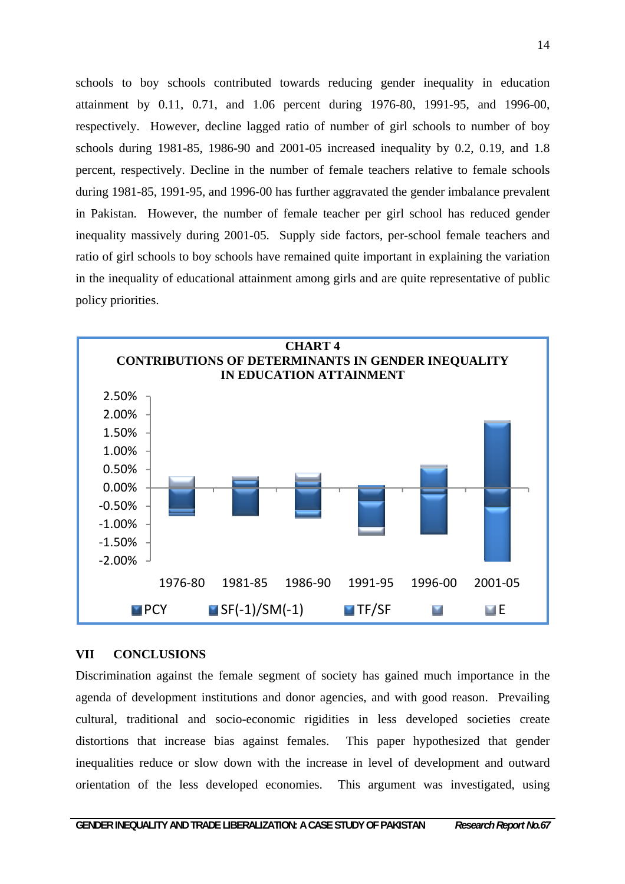schools to boy schools contributed towards reducing gender inequality in education attainment by 0.11, 0.71, and 1.06 percent during 1976-80, 1991-95, and 1996-00, respectively. However, decline lagged ratio of number of girl schools to number of boy schools during 1981-85, 1986-90 and 2001-05 increased inequality by 0.2, 0.19, and 1.8 percent, respectively. Decline in the number of female teachers relative to female schools during 1981-85, 1991-95, and 1996-00 has further aggravated the gender imbalance prevalent in Pakistan. However, the number of female teacher per girl school has reduced gender inequality massively during 2001-05. Supply side factors, per-school female teachers and ratio of girl schools to boy schools have remained quite important in explaining the variation in the inequality of educational attainment among girls and are quite representative of public policy priorities.

**CHART 4**
**CONTRIBUTIONS OF DETERMINANTS IN GENDER INEQUALITY IN EDUCATION ATTAINMENT**

## VII CONCLUSIONS

Discrimination against the female segment of society has gained much importance in the agenda of development institutions and donor agencies, and with good reason. Prevailing cultural, traditional and socio-economic rigidities in less developed societies create distortions that increase bias against females. This paper hypothesized that gender inequalities reduce or slow down with the increase in level of development and outward orientation of the less developed economies. This argument was investigated, using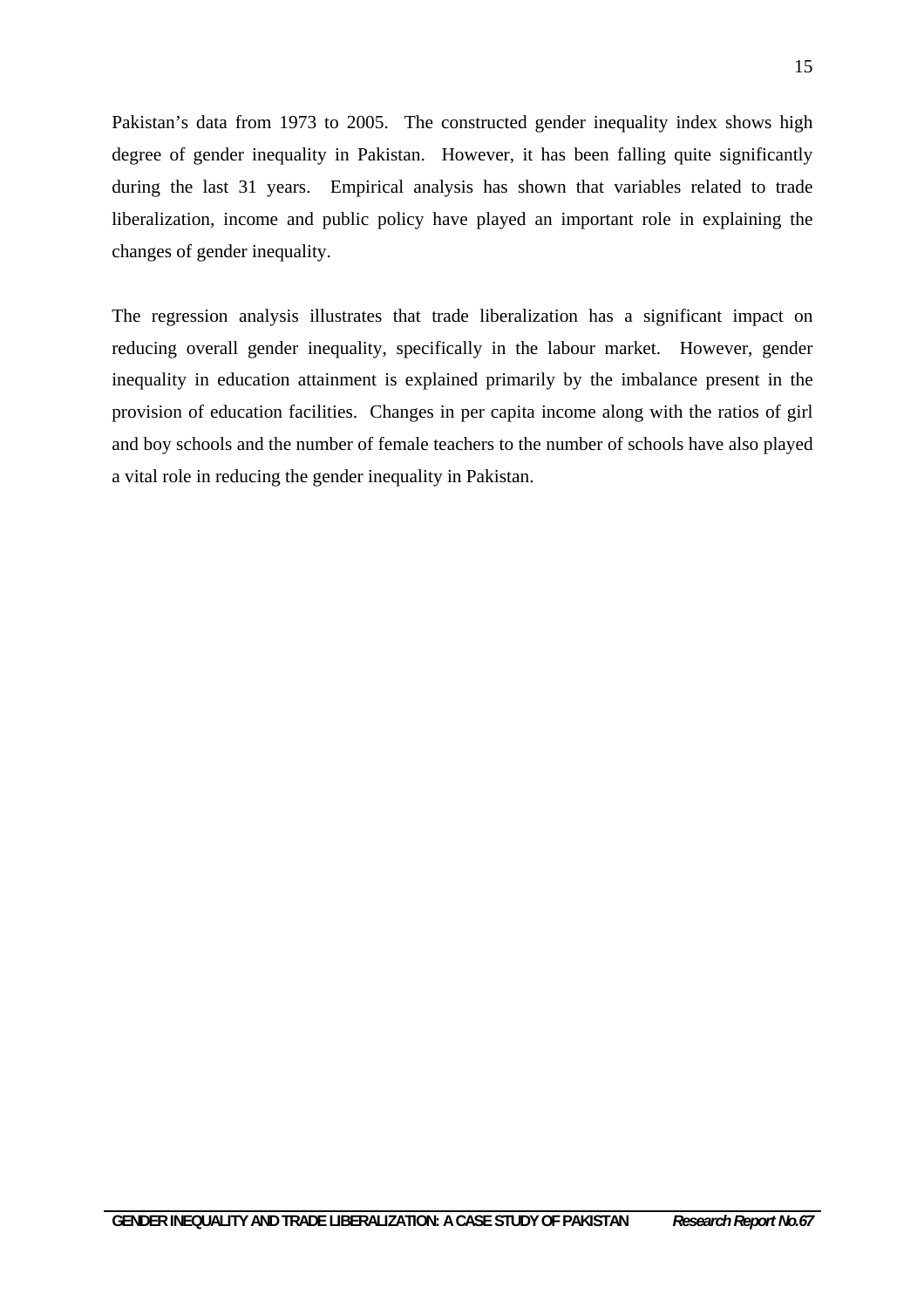Pakistan's data from 1973 to 2005. The constructed gender inequality index shows high degree of gender inequality in Pakistan. However, it has been falling quite significantly during the last 31 years. Empirical analysis has shown that variables related to trade liberalization, income and public policy have played an important role in explaining the changes of gender inequality.

The regression analysis illustrates that trade liberalization has a significant impact on reducing overall gender inequality, specifically in the labour market. However, gender inequality in education attainment is explained primarily by the imbalance present in the provision of education facilities. Changes in per capita income along with the ratios of girl and boy schools and the number of female teachers to the number of schools have also played a vital role in reducing the gender inequality in Pakistan.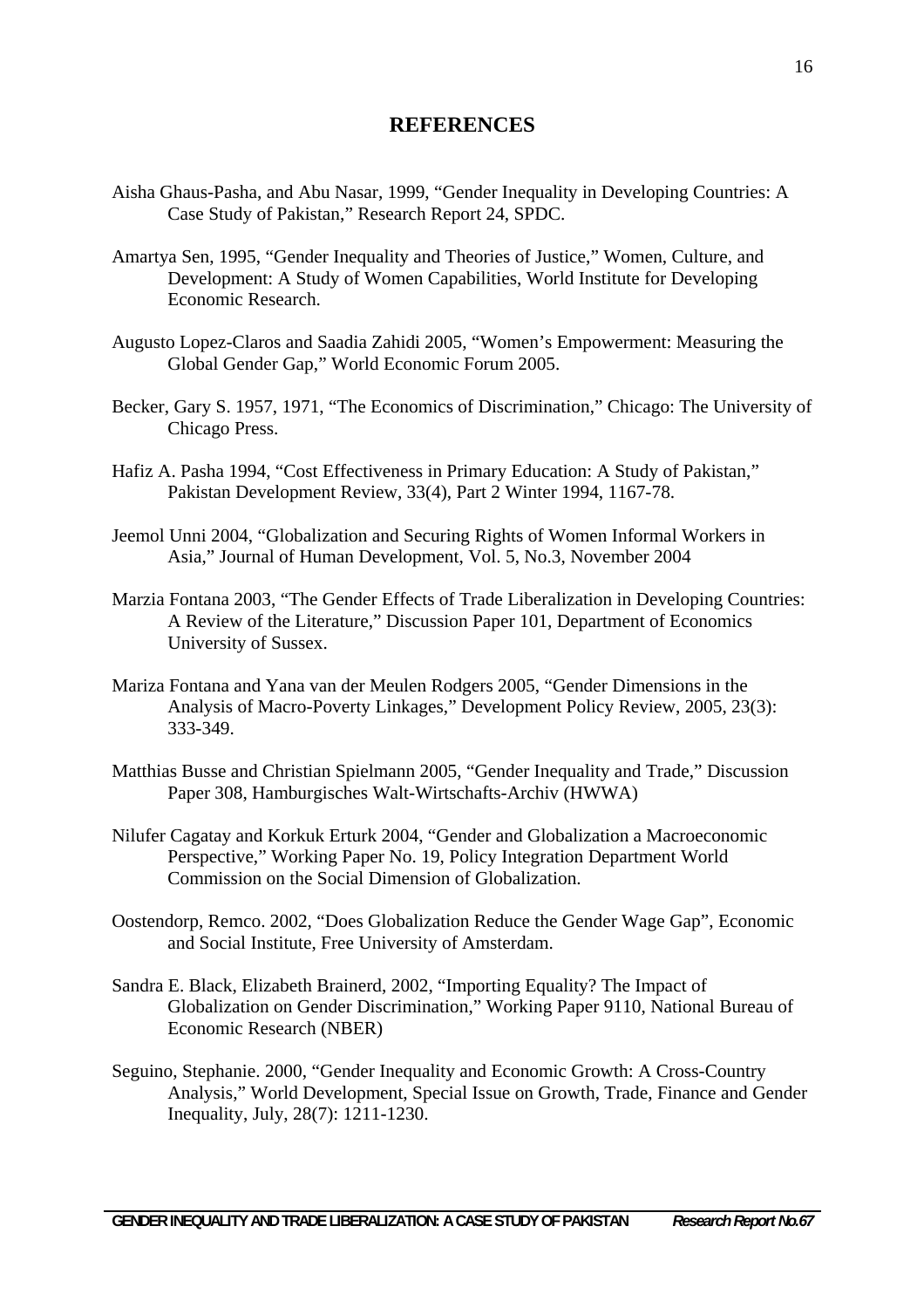## REFERENCES

Aisha Ghaus-Pasha, and Abu Nasar, 1999, "Gender Inequality in Developing Countries: A Case Study of Pakistan," Research Report 24, SPDC.

Amartya Sen, 1995, "Gender Inequality and Theories of Justice," Women, Culture, and Development: A Study of Women Capabilities, World Institute for Developing Economic Research.

Augusto Lopez-Claros and Saadia Zahidi 2005, "Women's Empowerment: Measuring the Global Gender Gap," World Economic Forum 2005.

Becker, Gary S. 1957, 1971, "The Economics of Discrimination," Chicago: The University of Chicago Press.

Hafiz A. Pasha 1994, "Cost Effectiveness in Primary Education: A Study of Pakistan," Pakistan Development Review, 33(4), Part 2 Winter 1994, 1167-78.

Jeemol Unni 2004, "Globalization and Securing Rights of Women Informal Workers in Asia," Journal of Human Development, Vol. 5, No.3, November 2004

Marzia Fontana 2003, "The Gender Effects of Trade Liberalization in Developing Countries: A Review of the Literature," Discussion Paper 101, Department of Economics University of Sussex.

Mariza Fontana and Yana van der Meulen Rodgers 2005, "Gender Dimensions in the Analysis of Macro-Poverty Linkages," Development Policy Review, 2005, 23(3): 333-349.

Matthias Busse and Christian Spielmann 2005, "Gender Inequality and Trade," Discussion Paper 308, Hamburgisches Walt-Wirtschafts-Archiv (HWWA)

Nilufer Cagatay and Korkuk Erturk 2004, "Gender and Globalization a Macroeconomic Perspective," Working Paper No. 19, Policy Integration Department World Commission on the Social Dimension of Globalization.

Oostendorp, Remco. 2002, "Does Globalization Reduce the Gender Wage Gap", Economic and Social Institute, Free University of Amsterdam.

Sandra E. Black, Elizabeth Brainerd, 2002, "Importing Equality? The Impact of Globalization on Gender Discrimination," Working Paper 9110, National Bureau of Economic Research (NBER)

Seguino, Stephanie. 2000, "Gender Inequality and Economic Growth: A Cross-Country Analysis," World Development, Special Issue on Growth, Trade, Finance and Gender Inequality, July, 28(7): 1211-1230.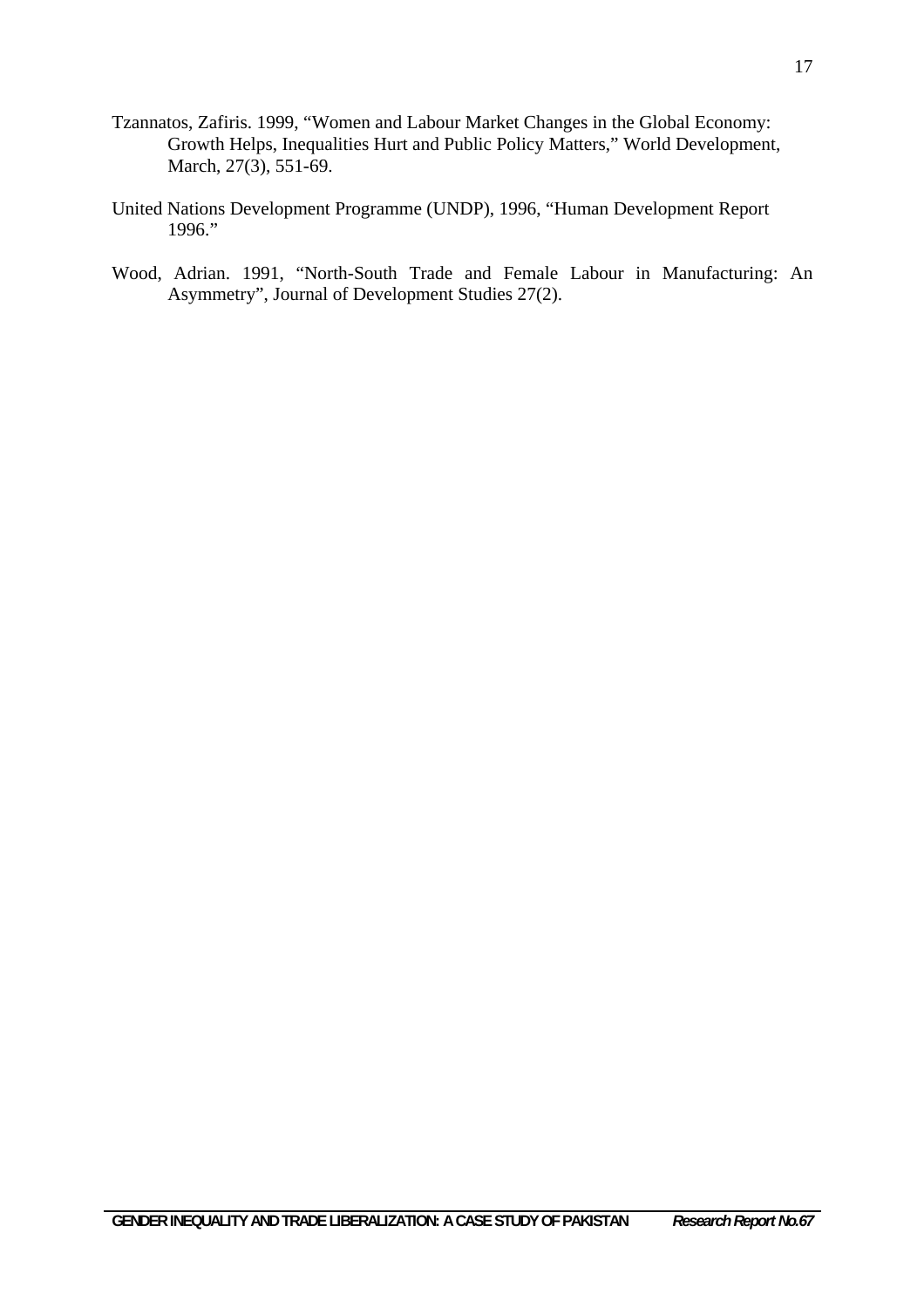Tzannatos, Zafiris. 1999, "Women and Labour Market Changes in the Global Economy: Growth Helps, Inequalities Hurt and Public Policy Matters," World Development, March, 27(3), 551-69.

United Nations Development Programme (UNDP), 1996, "Human Development Report 1996."

Wood, Adrian. 1991, "North-South Trade and Female Labour in Manufacturing: An Asymmetry", Journal of Development Studies 27(2).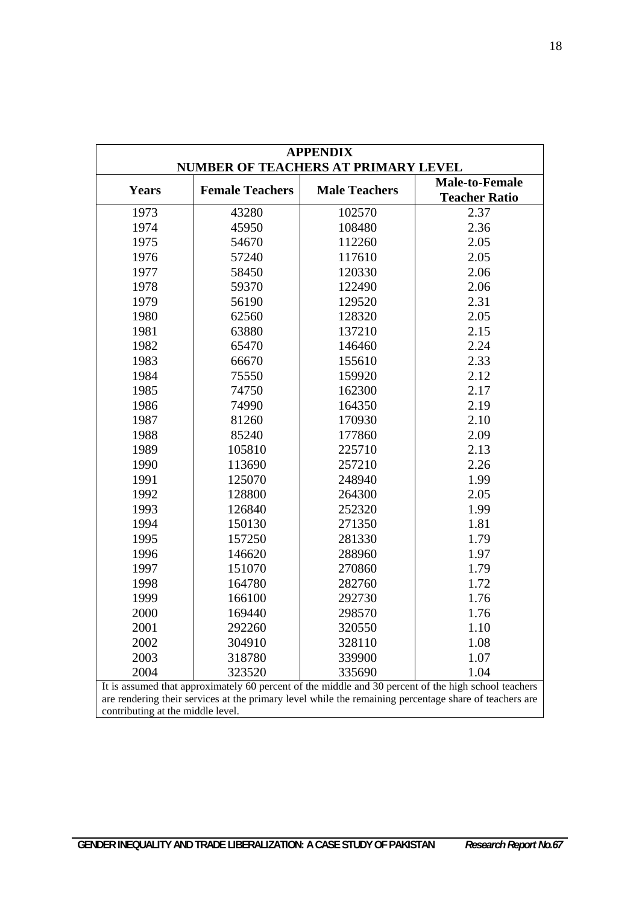## APPENDIX

### NUMBER OF TEACHERS AT PRIMARY LEVEL

| Years | Female Teachers | Male Teachers | Male-to-Female Teacher Ratio |
|---|---|---|---|
| 1973 | 43280 | 102570 | 2.37 |
| 1974 | 45950 | 108480 | 2.36 |
| 1975 | 54670 | 112260 | 2.05 |
| 1976 | 57240 | 117610 | 2.05 |
| 1977 | 58450 | 120330 | 2.06 |
| 1978 | 59370 | 122490 | 2.06 |
| 1979 | 56190 | 129520 | 2.31 |
| 1980 | 62560 | 128320 | 2.05 |
| 1981 | 63880 | 137210 | 2.15 |
| 1982 | 65470 | 146460 | 2.24 |
| 1983 | 66670 | 155610 | 2.33 |
| 1984 | 75550 | 159920 | 2.12 |
| 1985 | 74750 | 162300 | 2.17 |
| 1986 | 74990 | 164350 | 2.19 |
| 1987 | 81260 | 170930 | 2.10 |
| 1988 | 85240 | 177860 | 2.09 |
| 1989 | 105810 | 225710 | 2.13 |
| 1990 | 113690 | 257210 | 2.26 |
| 1991 | 125070 | 248940 | 1.99 |
| 1992 | 128800 | 264300 | 2.05 |
| 1993 | 126840 | 252320 | 1.99 |
| 1994 | 150130 | 271350 | 1.81 |
| 1995 | 157250 | 281330 | 1.79 |
| 1996 | 146620 | 288960 | 1.97 |
| 1997 | 151070 | 270860 | 1.79 |
| 1998 | 164780 | 282760 | 1.72 |
| 1999 | 166100 | 292730 | 1.76 |
| 2000 | 169440 | 298570 | 1.76 |
| 2001 | 292260 | 320550 | 1.10 |
| 2002 | 304910 | 328110 | 1.08 |
| 2003 | 318780 | 339900 | 1.07 |
| 2004 | 323520 | 335690 | 1.04 |

It is assumed that approximately 60 percent of the middle and 30 percent of the high school teachers are rendering their services at the primary level while the remaining percentage share of teachers are contributing at the middle level.